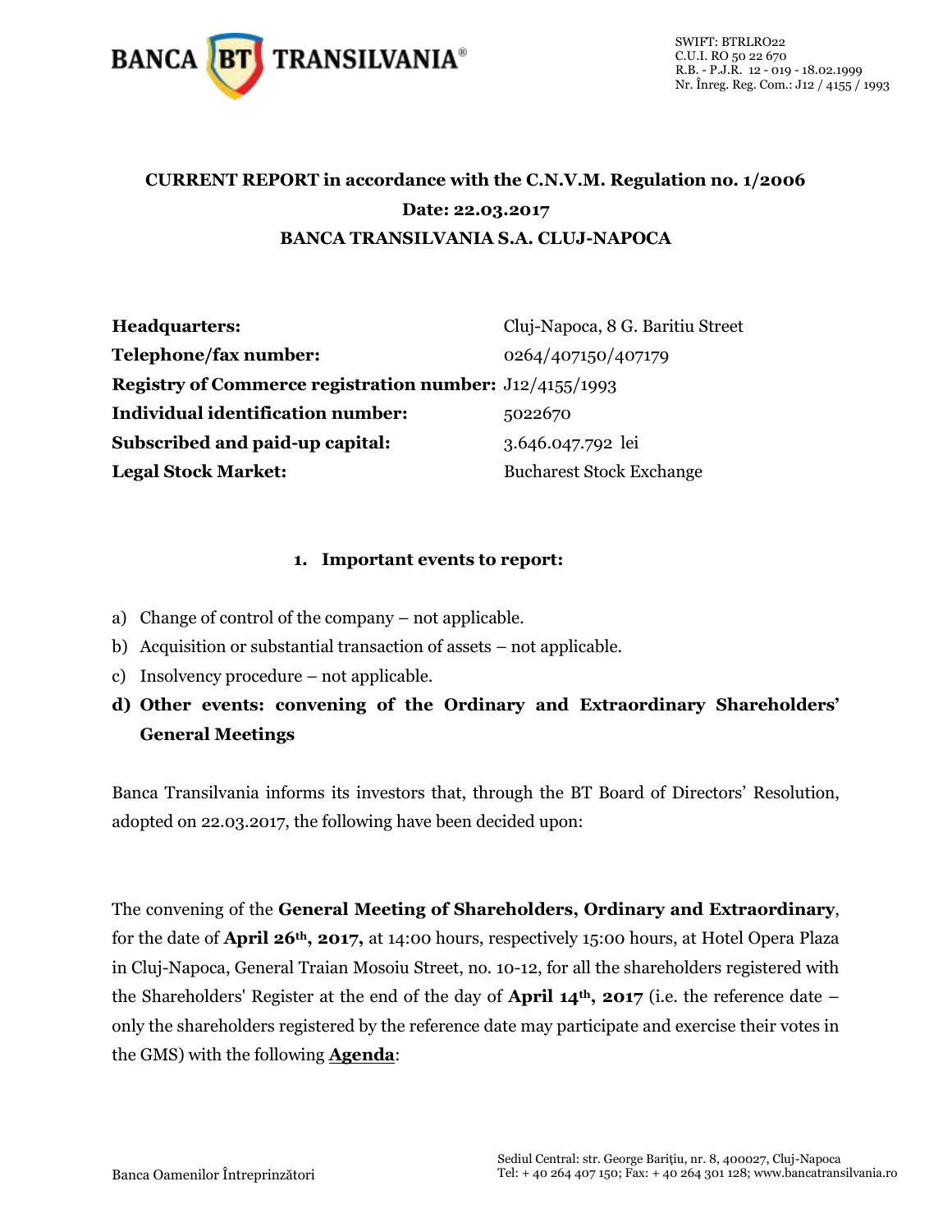# CURRENT REPORT in accordance with the C.N.V.M. Regulation no. 1/2006

**Date: 22.03.2017**

**BANCA TRANSILVANIA S.A. CLUJ-NAPOCA**

| | |
|---|---|
| **Headquarters:** | Cluj-Napoca, 8 G. Baritiu Street |
| **Telephone/fax number:** | 0264/407150/407179 |
| **Registry of Commerce registration number:** | J12/4155/1993 |
| **Individual identification number:** | 5022670 |
| **Subscribed and paid-up capital:** | 3.646.047.792 lei |
| **Legal Stock Market:** | Bucharest Stock Exchange |

## 1. Important events to report:

a) Change of control of the company – not applicable.

b) Acquisition or substantial transaction of assets – not applicable.

c) Insolvency procedure – not applicable.

**d) Other events: convening of the Ordinary and Extraordinary Shareholders' General Meetings**

Banca Transilvania informs its investors that, through the BT Board of Directors' Resolution, adopted on 22.03.2017, the following have been decided upon:

The convening of the **General Meeting of Shareholders, Ordinary and Extraordinary**, for the date of **April 26th, 2017,** at 14:00 hours, respectively 15:00 hours, at Hotel Opera Plaza in Cluj-Napoca, General Traian Mosoiu Street, no. 10-12, for all the shareholders registered with the Shareholders' Register at the end of the day of **April 14th, 2017** (i.e. the reference date – only the shareholders registered by the reference date may participate and exercise their votes in the GMS) with the following **Agenda**: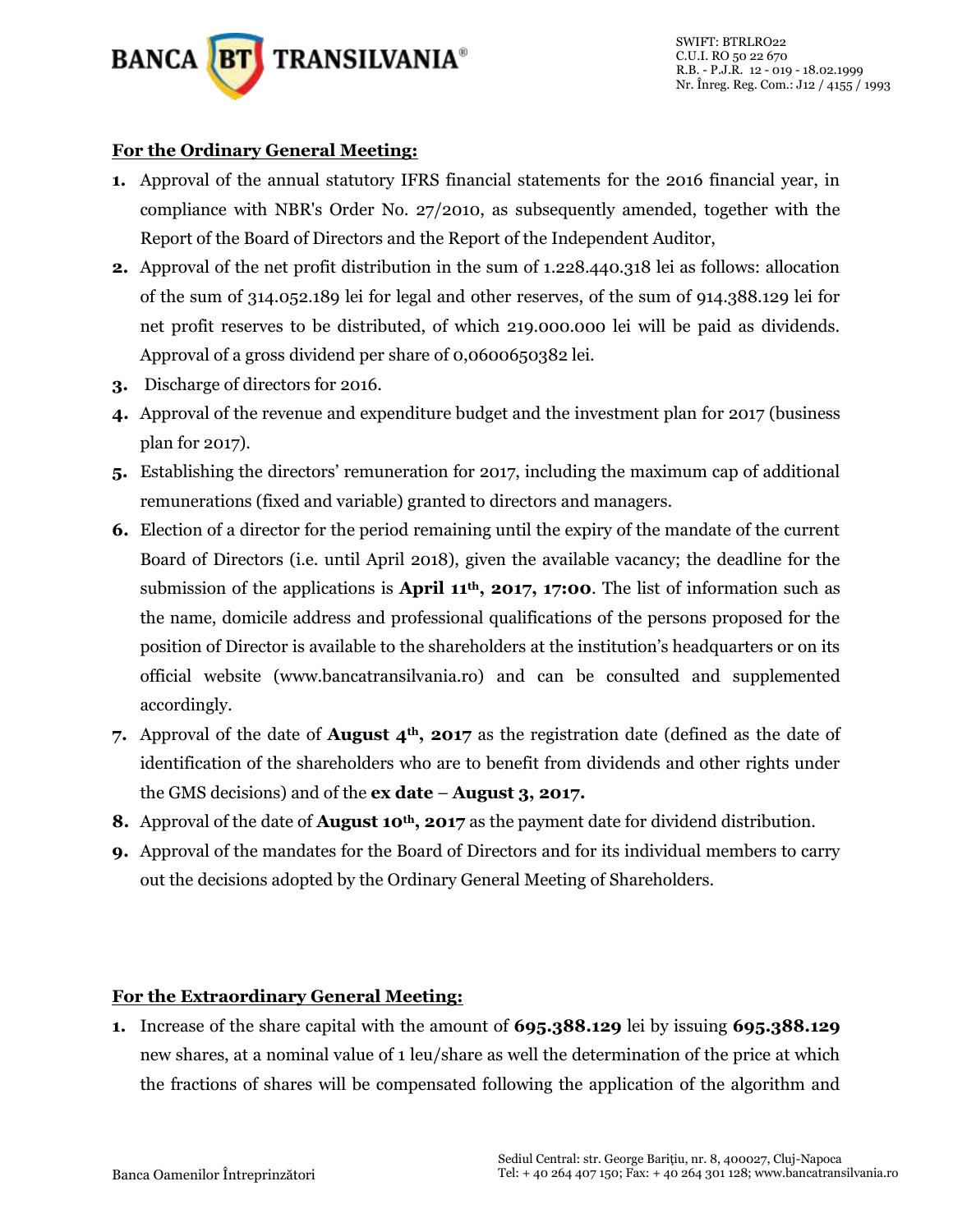**For the Ordinary General Meeting:**

1. Approval of the annual statutory IFRS financial statements for the 2016 financial year, in compliance with NBR's Order No. 27/2010, as subsequently amended, together with the Report of the Board of Directors and the Report of the Independent Auditor,
2. Approval of the net profit distribution in the sum of 1.228.440.318 lei as follows: allocation of the sum of 314.052.189 lei for legal and other reserves, of the sum of 914.388.129 lei for net profit reserves to be distributed, of which 219.000.000 lei will be paid as dividends. Approval of a gross dividend per share of 0,0600650382 lei.
3. Discharge of directors for 2016.
4. Approval of the revenue and expenditure budget and the investment plan for 2017 (business plan for 2017).
5. Establishing the directors' remuneration for 2017, including the maximum cap of additional remunerations (fixed and variable) granted to directors and managers.
6. Election of a director for the period remaining until the expiry of the mandate of the current Board of Directors (i.e. until April 2018), given the available vacancy; the deadline for the submission of the applications is **April 11th, 2017, 17:00**. The list of information such as the name, domicile address and professional qualifications of the persons proposed for the position of Director is available to the shareholders at the institution's headquarters or on its official website (www.bancatransilvania.ro) and can be consulted and supplemented accordingly.
7. Approval of the date of **August 4th, 2017** as the registration date (defined as the date of identification of the shareholders who are to benefit from dividends and other rights under the GMS decisions) and of the **ex date** – **August 3, 2017.**
8. Approval of the date of **August 10th, 2017** as the payment date for dividend distribution.
9. Approval of the mandates for the Board of Directors and for its individual members to carry out the decisions adopted by the Ordinary General Meeting of Shareholders.

**For the Extraordinary General Meeting:**

1. Increase of the share capital with the amount of **695.388.129** lei by issuing **695.388.129** new shares, at a nominal value of 1 leu/share as well the determination of the price at which the fractions of shares will be compensated following the application of the algorithm and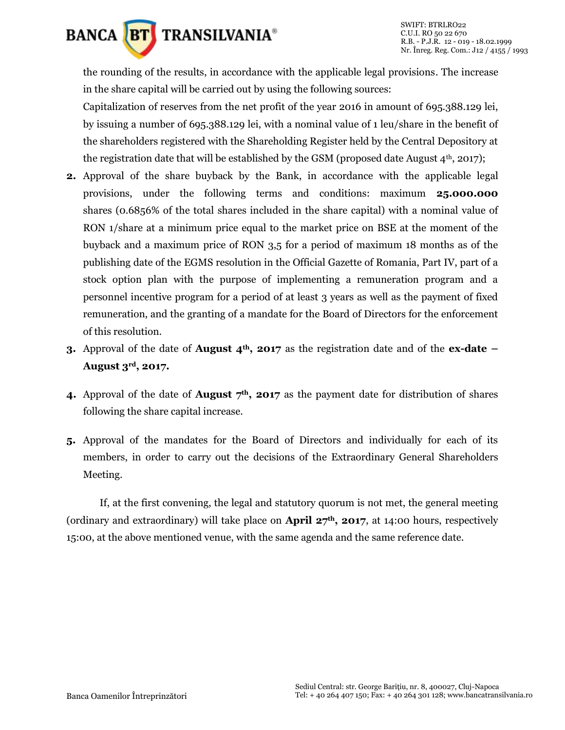the rounding of the results, in accordance with the applicable legal provisions. The increase in the share capital will be carried out by using the following sources:

Capitalization of reserves from the net profit of the year 2016 in amount of 695.388.129 lei, by issuing a number of 695.388.129 lei, with a nominal value of 1 leu/share in the benefit of the shareholders registered with the Shareholding Register held by the Central Depository at the registration date that will be established by the GSM (proposed date August 4th, 2017);

2. Approval of the share buyback by the Bank, in accordance with the applicable legal provisions, under the following terms and conditions: maximum **25.000.000** shares (0.6856% of the total shares included in the share capital) with a nominal value of RON 1/share at a minimum price equal to the market price on BSE at the moment of the buyback and a maximum price of RON 3,5 for a period of maximum 18 months as of the publishing date of the EGMS resolution in the Official Gazette of Romania, Part IV, part of a stock option plan with the purpose of implementing a remuneration program and a personnel incentive program for a period of at least 3 years as well as the payment of fixed remuneration, and the granting of a mandate for the Board of Directors for the enforcement of this resolution.
3. Approval of the date of **August 4th, 2017** as the registration date and of the **ex-date – August 3rd, 2017.**
4. Approval of the date of **August 7th, 2017** as the payment date for distribution of shares following the share capital increase.
5. Approval of the mandates for the Board of Directors and individually for each of its members, in order to carry out the decisions of the Extraordinary General Shareholders Meeting.

If, at the first convening, the legal and statutory quorum is not met, the general meeting (ordinary and extraordinary) will take place on **April 27th, 2017**, at 14:00 hours, respectively 15:00, at the above mentioned venue, with the same agenda and the same reference date.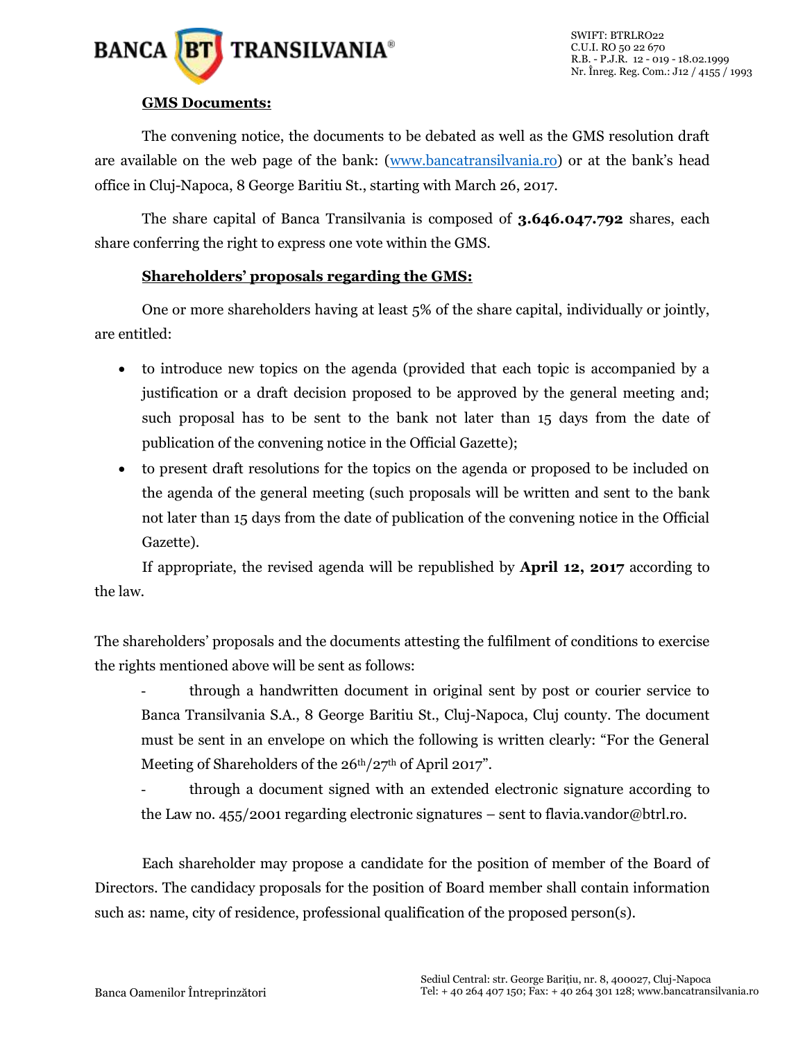**GMS Documents:**

The convening notice, the documents to be debated as well as the GMS resolution draft are available on the web page of the bank: (www.bancatransilvania.ro) or at the bank's head office in Cluj-Napoca, 8 George Baritiu St., starting with March 26, 2017.

The share capital of Banca Transilvania is composed of **3.646.047.792** shares, each share conferring the right to express one vote within the GMS.

**Shareholders' proposals regarding the GMS:**

One or more shareholders having at least 5% of the share capital, individually or jointly, are entitled:

- to introduce new topics on the agenda (provided that each topic is accompanied by a justification or a draft decision proposed to be approved by the general meeting and; such proposal has to be sent to the bank not later than 15 days from the date of publication of the convening notice in the Official Gazette);
- to present draft resolutions for the topics on the agenda or proposed to be included on the agenda of the general meeting (such proposals will be written and sent to the bank not later than 15 days from the date of publication of the convening notice in the Official Gazette).

If appropriate, the revised agenda will be republished by **April 12, 2017** according to the law.

The shareholders' proposals and the documents attesting the fulfilment of conditions to exercise the rights mentioned above will be sent as follows:

- through a handwritten document in original sent by post or courier service to Banca Transilvania S.A., 8 George Baritiu St., Cluj-Napoca, Cluj county. The document must be sent in an envelope on which the following is written clearly: "For the General Meeting of Shareholders of the 26th/27th of April 2017".
- through a document signed with an extended electronic signature according to the Law no. 455/2001 regarding electronic signatures – sent to flavia.vandor@btrl.ro.

Each shareholder may propose a candidate for the position of member of the Board of Directors. The candidacy proposals for the position of Board member shall contain information such as: name, city of residence, professional qualification of the proposed person(s).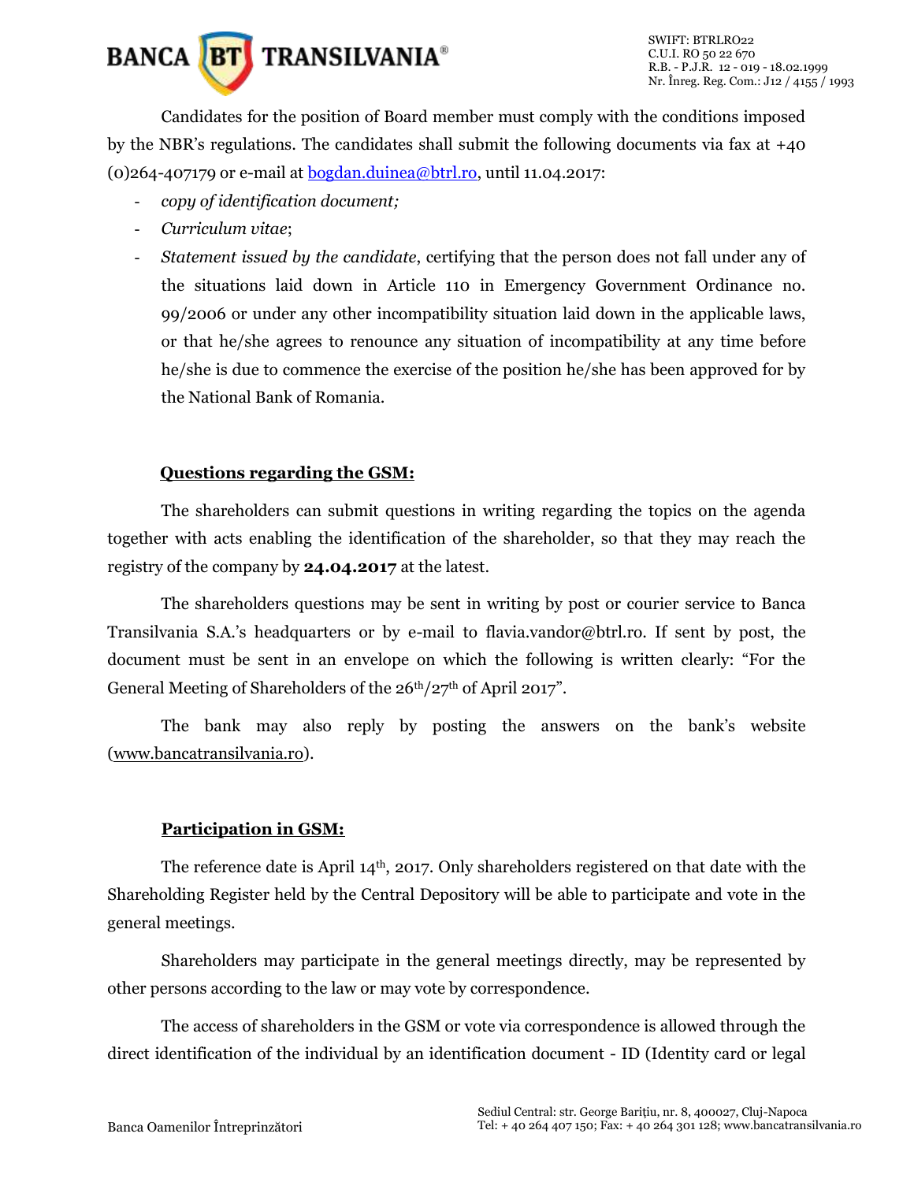Candidates for the position of Board member must comply with the conditions imposed by the NBR's regulations. The candidates shall submit the following documents via fax at +40 (0)264-407179 or e-mail at bogdan.duinea@btrl.ro, until 11.04.2017:

- *copy of identification document;*
- *Curriculum vitae*;
- *Statement issued by the candidate*, certifying that the person does not fall under any of the situations laid down in Article 110 in Emergency Government Ordinance no. 99/2006 or under any other incompatibility situation laid down in the applicable laws, or that he/she agrees to renounce any situation of incompatibility at any time before he/she is due to commence the exercise of the position he/she has been approved for by the National Bank of Romania.

## Questions regarding the GSM:

The shareholders can submit questions in writing regarding the topics on the agenda together with acts enabling the identification of the shareholder, so that they may reach the registry of the company by **24.04.2017** at the latest.

The shareholders questions may be sent in writing by post or courier service to Banca Transilvania S.A.'s headquarters or by e-mail to flavia.vandor@btrl.ro. If sent by post, the document must be sent in an envelope on which the following is written clearly: "For the General Meeting of Shareholders of the 26th/27th of April 2017".

The bank may also reply by posting the answers on the bank's website (www.bancatransilvania.ro).

## Participation in GSM:

The reference date is April 14th, 2017. Only shareholders registered on that date with the Shareholding Register held by the Central Depository will be able to participate and vote in the general meetings.

Shareholders may participate in the general meetings directly, may be represented by other persons according to the law or may vote by correspondence.

The access of shareholders in the GSM or vote via correspondence is allowed through the direct identification of the individual by an identification document - ID (Identity card or legal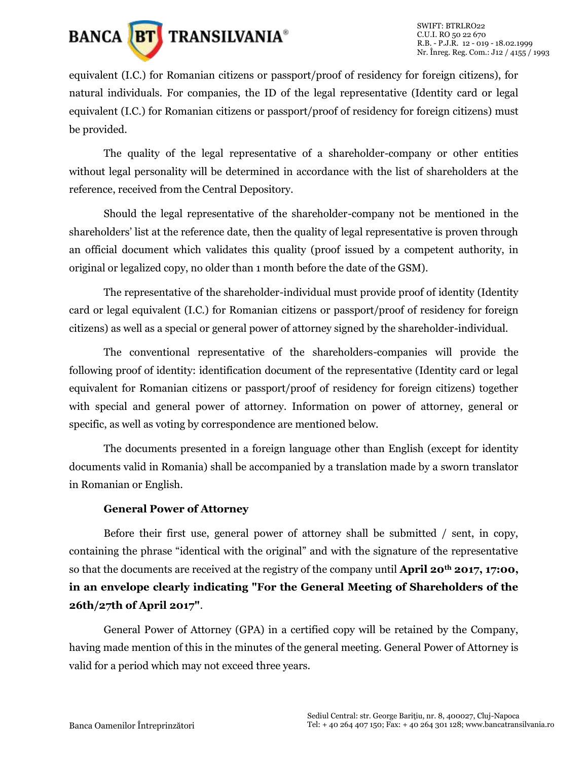equivalent (I.C.) for Romanian citizens or passport/proof of residency for foreign citizens), for natural individuals. For companies, the ID of the legal representative (Identity card or legal equivalent (I.C.) for Romanian citizens or passport/proof of residency for foreign citizens) must be provided.

The quality of the legal representative of a shareholder-company or other entities without legal personality will be determined in accordance with the list of shareholders at the reference, received from the Central Depository.

Should the legal representative of the shareholder-company not be mentioned in the shareholders' list at the reference date, then the quality of legal representative is proven through an official document which validates this quality (proof issued by a competent authority, in original or legalized copy, no older than 1 month before the date of the GSM).

The representative of the shareholder-individual must provide proof of identity (Identity card or legal equivalent (I.C.) for Romanian citizens or passport/proof of residency for foreign citizens) as well as a special or general power of attorney signed by the shareholder-individual.

The conventional representative of the shareholders-companies will provide the following proof of identity: identification document of the representative (Identity card or legal equivalent for Romanian citizens or passport/proof of residency for foreign citizens) together with special and general power of attorney. Information on power of attorney, general or specific, as well as voting by correspondence are mentioned below.

The documents presented in a foreign language other than English (except for identity documents valid in Romania) shall be accompanied by a translation made by a sworn translator in Romanian or English.

**General Power of Attorney**

Before their first use, general power of attorney shall be submitted / sent, in copy, containing the phrase "identical with the original" and with the signature of the representative so that the documents are received at the registry of the company until **April 20th 2017, 17:00, in an envelope clearly indicating "For the General Meeting of Shareholders of the 26th/27th of April 2017"**.

General Power of Attorney (GPA) in a certified copy will be retained by the Company, having made mention of this in the minutes of the general meeting. General Power of Attorney is valid for a period which may not exceed three years.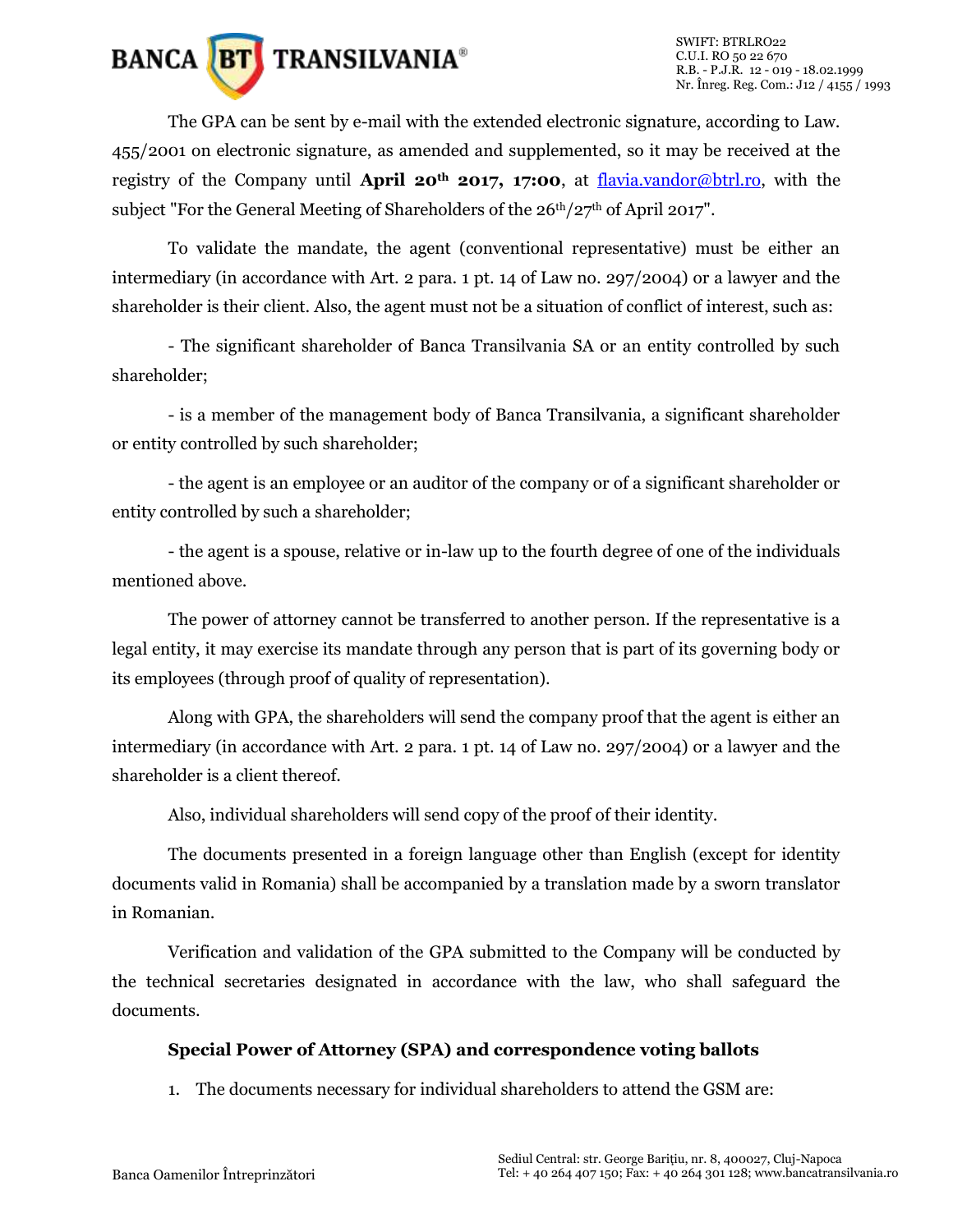The GPA can be sent by e-mail with the extended electronic signature, according to Law. 455/2001 on electronic signature, as amended and supplemented, so it may be received at the registry of the Company until **April 20th 2017, 17:00**, at flavia.vandor@btrl.ro, with the subject "For the General Meeting of Shareholders of the 26th/27th of April 2017".

To validate the mandate, the agent (conventional representative) must be either an intermediary (in accordance with Art. 2 para. 1 pt. 14 of Law no. 297/2004) or a lawyer and the shareholder is their client. Also, the agent must not be a situation of conflict of interest, such as:

- The significant shareholder of Banca Transilvania SA or an entity controlled by such shareholder;

- is a member of the management body of Banca Transilvania, a significant shareholder or entity controlled by such shareholder;

- the agent is an employee or an auditor of the company or of a significant shareholder or entity controlled by such a shareholder;

- the agent is a spouse, relative or in-law up to the fourth degree of one of the individuals mentioned above.

The power of attorney cannot be transferred to another person. If the representative is a legal entity, it may exercise its mandate through any person that is part of its governing body or its employees (through proof of quality of representation).

Along with GPA, the shareholders will send the company proof that the agent is either an intermediary (in accordance with Art. 2 para. 1 pt. 14 of Law no. 297/2004) or a lawyer and the shareholder is a client thereof.

Also, individual shareholders will send copy of the proof of their identity.

The documents presented in a foreign language other than English (except for identity documents valid in Romania) shall be accompanied by a translation made by a sworn translator in Romanian.

Verification and validation of the GPA submitted to the Company will be conducted by the technical secretaries designated in accordance with the law, who shall safeguard the documents.

**Special Power of Attorney (SPA) and correspondence voting ballots**

1. The documents necessary for individual shareholders to attend the GSM are: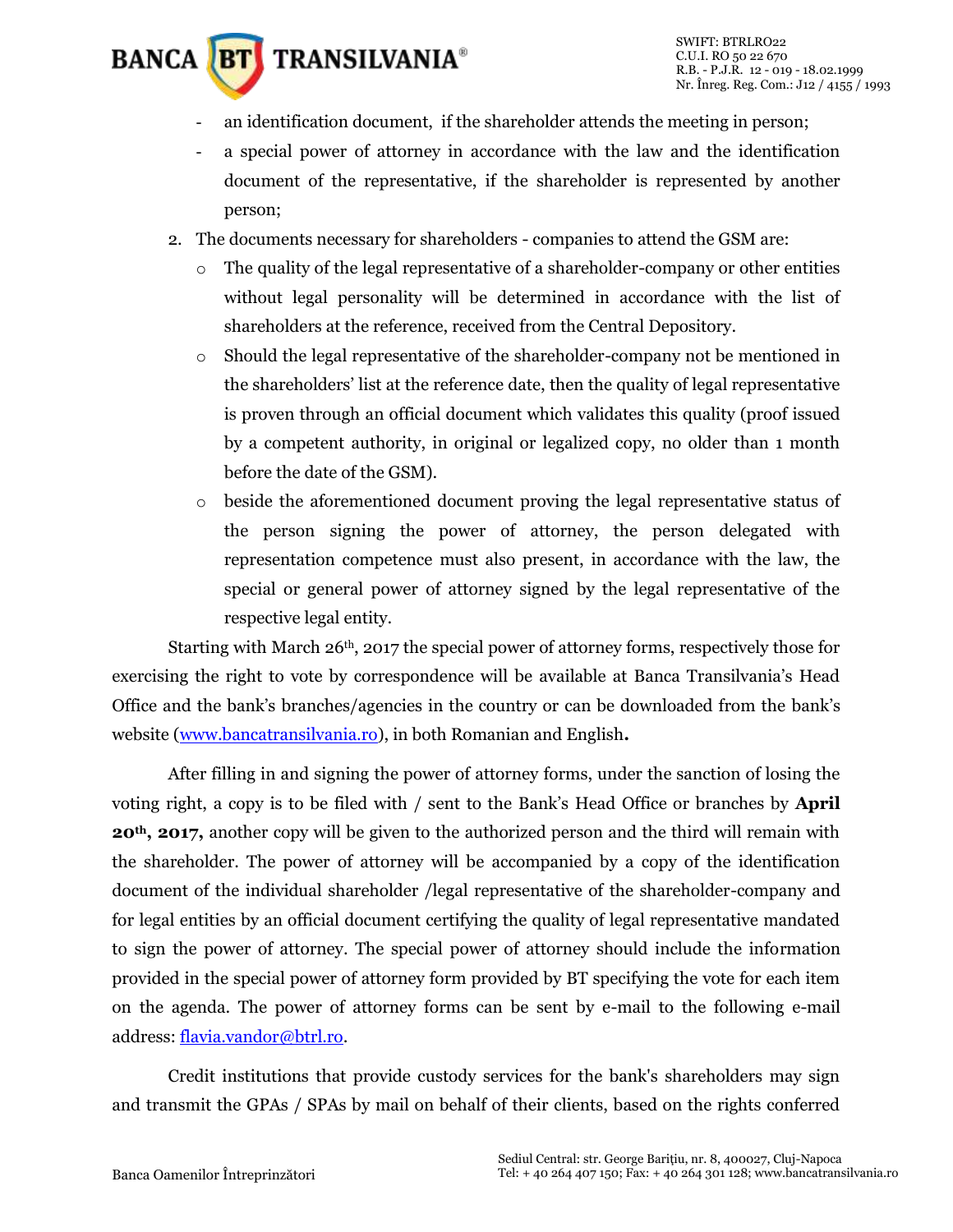- an identification document, if the shareholder attends the meeting in person;
- a special power of attorney in accordance with the law and the identification document of the representative, if the shareholder is represented by another person;

2. The documents necessary for shareholders - companies to attend the GSM are:
   - The quality of the legal representative of a shareholder-company or other entities without legal personality will be determined in accordance with the list of shareholders at the reference, received from the Central Depository.
   - Should the legal representative of the shareholder-company not be mentioned in the shareholders' list at the reference date, then the quality of legal representative is proven through an official document which validates this quality (proof issued by a competent authority, in original or legalized copy, no older than 1 month before the date of the GSM).
   - beside the aforementioned document proving the legal representative status of the person signing the power of attorney, the person delegated with representation competence must also present, in accordance with the law, the special or general power of attorney signed by the legal representative of the respective legal entity.

Starting with March 26th, 2017 the special power of attorney forms, respectively those for exercising the right to vote by correspondence will be available at Banca Transilvania's Head Office and the bank's branches/agencies in the country or can be downloaded from the bank's website (www.bancatransilvania.ro), in both Romanian and English**.**

After filling in and signing the power of attorney forms, under the sanction of losing the voting right, a copy is to be filed with / sent to the Bank's Head Office or branches by **April 20th, 2017,** another copy will be given to the authorized person and the third will remain with the shareholder. The power of attorney will be accompanied by a copy of the identification document of the individual shareholder /legal representative of the shareholder-company and for legal entities by an official document certifying the quality of legal representative mandated to sign the power of attorney. The special power of attorney should include the information provided in the special power of attorney form provided by BT specifying the vote for each item on the agenda. The power of attorney forms can be sent by e-mail to the following e-mail address: flavia.vandor@btrl.ro.

Credit institutions that provide custody services for the bank's shareholders may sign and transmit the GPAs / SPAs by mail on behalf of their clients, based on the rights conferred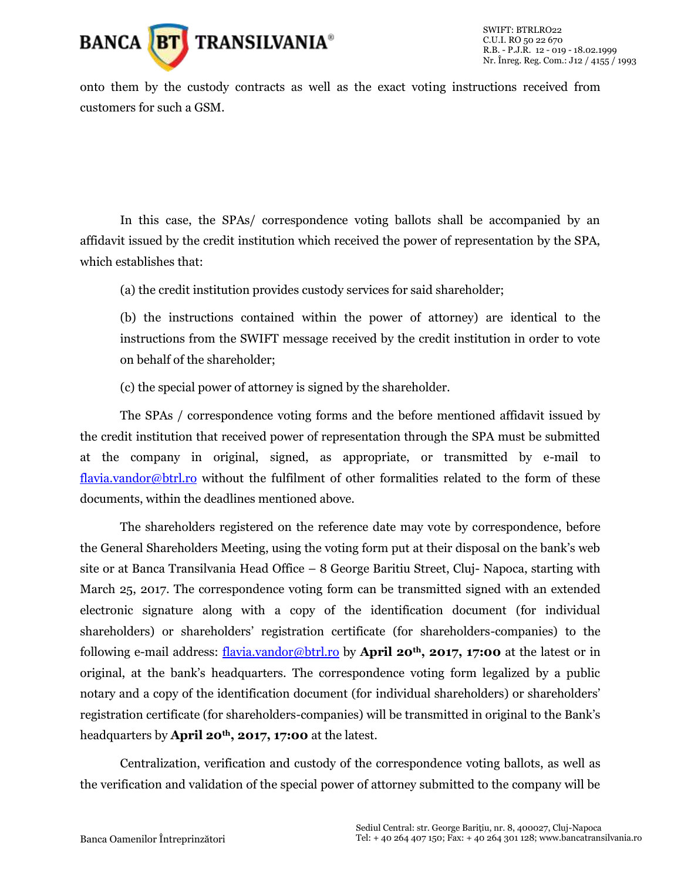onto them by the custody contracts as well as the exact voting instructions received from customers for such a GSM.

In this case, the SPAs/ correspondence voting ballots shall be accompanied by an affidavit issued by the credit institution which received the power of representation by the SPA, which establishes that:

(a) the credit institution provides custody services for said shareholder;

(b) the instructions contained within the power of attorney) are identical to the instructions from the SWIFT message received by the credit institution in order to vote on behalf of the shareholder;

(c) the special power of attorney is signed by the shareholder.

The SPAs / correspondence voting forms and the before mentioned affidavit issued by the credit institution that received power of representation through the SPA must be submitted at the company in original, signed, as appropriate, or transmitted by e-mail to [flavia.vandor@btrl.ro](mailto:flavia.vandor@btrl.ro) without the fulfilment of other formalities related to the form of these documents, within the deadlines mentioned above.

The shareholders registered on the reference date may vote by correspondence, before the General Shareholders Meeting, using the voting form put at their disposal on the bank's web site or at Banca Transilvania Head Office – 8 George Baritiu Street, Cluj- Napoca, starting with March 25, 2017. The correspondence voting form can be transmitted signed with an extended electronic signature along with a copy of the identification document (for individual shareholders) or shareholders' registration certificate (for shareholders-companies) to the following e-mail address: [flavia.vandor@btrl.ro](mailto:flavia.vandor@btrl.ro) by **April 20th, 2017, 17:00** at the latest or in original, at the bank's headquarters. The correspondence voting form legalized by a public notary and a copy of the identification document (for individual shareholders) or shareholders' registration certificate (for shareholders-companies) will be transmitted in original to the Bank's headquarters by **April 20th, 2017, 17:00** at the latest.

Centralization, verification and custody of the correspondence voting ballots, as well as the verification and validation of the special power of attorney submitted to the company will be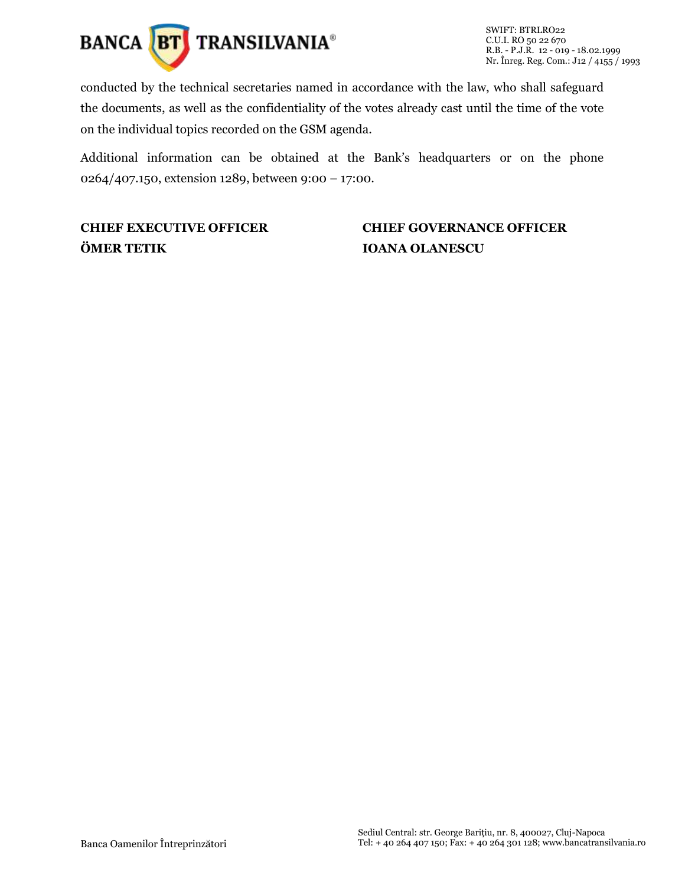conducted by the technical secretaries named in accordance with the law, who shall safeguard the documents, as well as the confidentiality of the votes already cast until the time of the vote on the individual topics recorded on the GSM agenda.

Additional information can be obtained at the Bank's headquarters or on the phone 0264/407.150, extension 1289, between 9:00 – 17:00.

**CHIEF EXECUTIVE OFFICER**
**ÖMER TETIK**

**CHIEF GOVERNANCE OFFICER**
**IOANA OLANESCU**